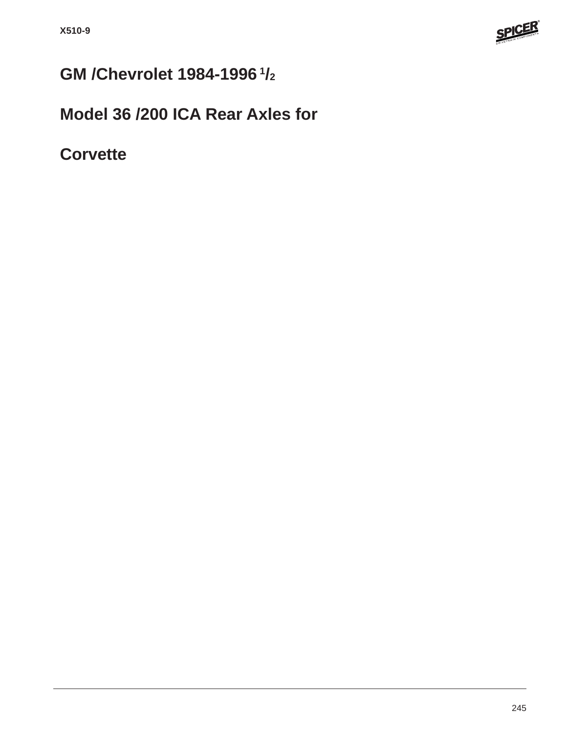# GM /Chevrolet 1984-1996 1/2

# Model 36 /200 ICA Rear Axles for

# Corvette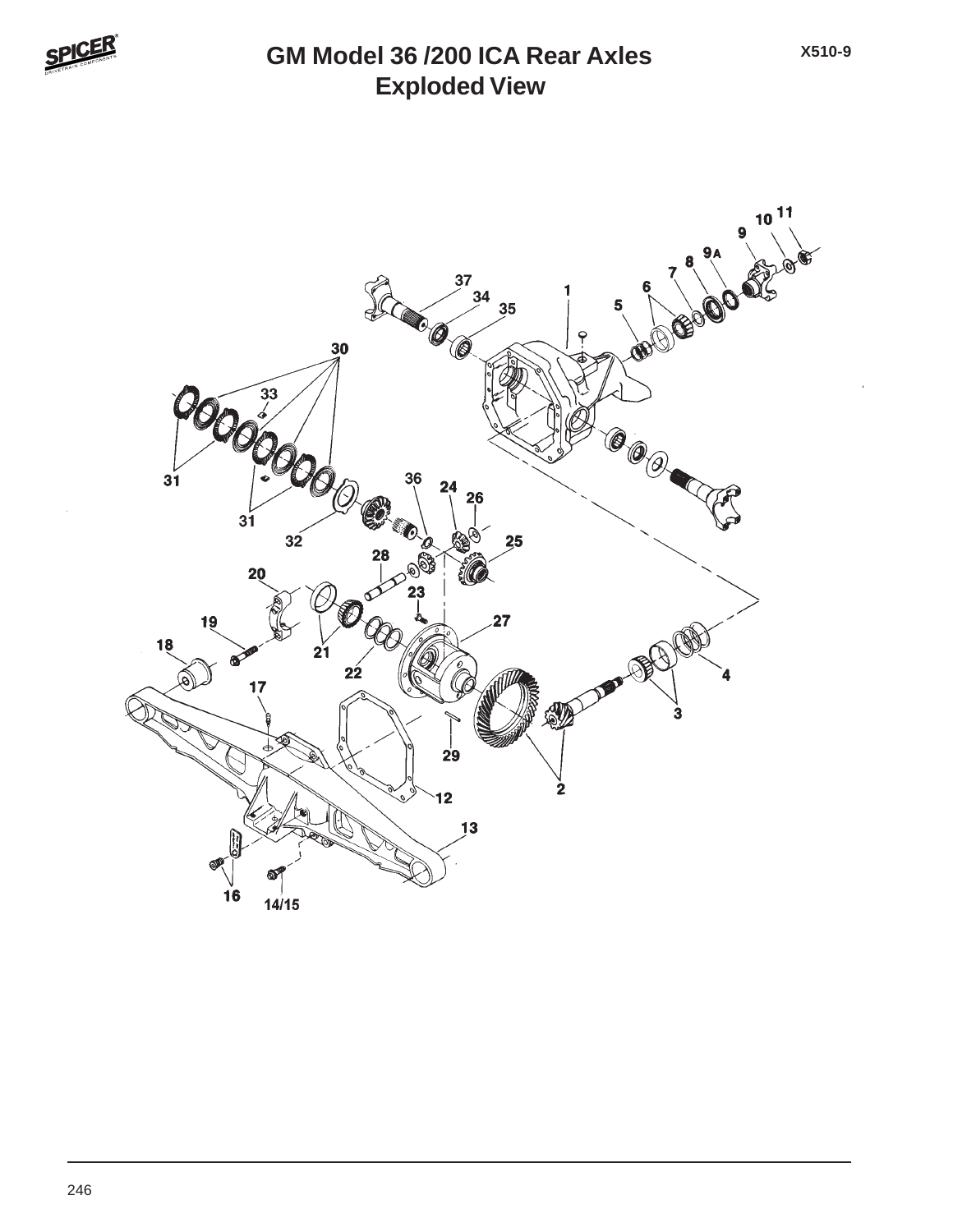# GM Model 36 /200 ICA Rear Axles
## Exploded View

X510-9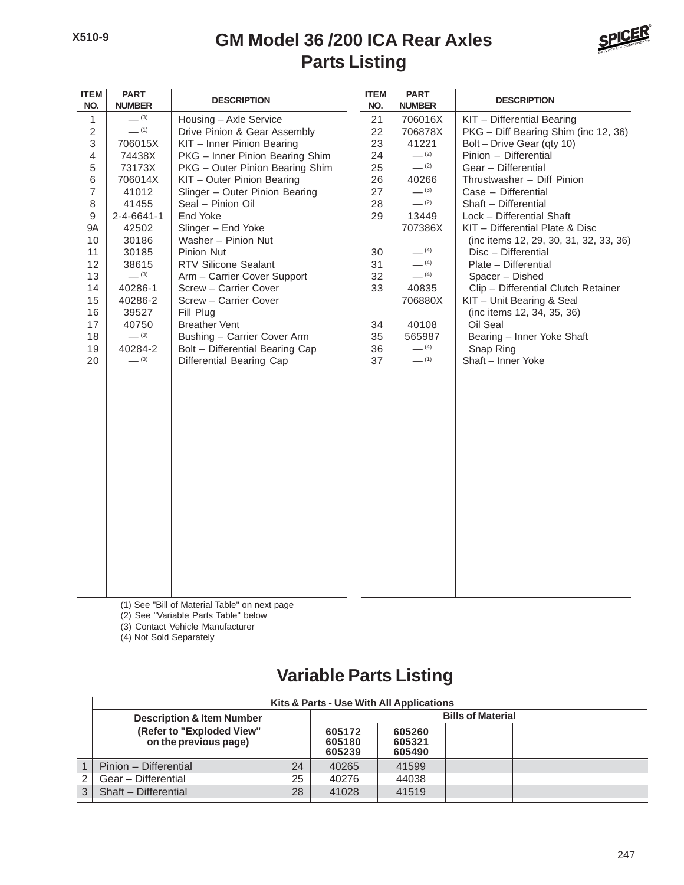# GM Model 36 /200 ICA Rear Axles
## Parts Listing

| ITEM NO. | PART NUMBER | DESCRIPTION |
|---|---|---|
| 1 | — (3) | Housing – Axle Service |
| 2 | — (1) | Drive Pinion & Gear Assembly |
| 3 | 706015X | KIT – Inner Pinion Bearing |
| 4 | 74438X | PKG – Inner Pinion Bearing Shim |
| 5 | 73173X | PKG – Outer Pinion Bearing Shim |
| 6 | 706014X | KIT – Outer Pinion Bearing |
| 7 | 41012 | Slinger – Outer Pinion Bearing |
| 8 | 41455 | Seal – Pinion Oil |
| 9 | 2-4-6641-1 | End Yoke |
| 9A | 42502 | Slinger – End Yoke |
| 10 | 30186 | Washer – Pinion Nut |
| 11 | 30185 | Pinion Nut |
| 12 | 38615 | RTV Silicone Sealant |
| 13 | — (3) | Arm – Carrier Cover Support |
| 14 | 40286-1 | Screw – Carrier Cover |
| 15 | 40286-2 | Screw – Carrier Cover |
| 16 | 39527 | Fill Plug |
| 17 | 40750 | Breather Vent |
| 18 | — (3) | Bushing – Carrier Cover Arm |
| 19 | 40284-2 | Bolt – Differential Bearing Cap |
| 20 | — (3) | Differential Bearing Cap |
| 21 | 706016X | KIT – Differential Bearing |
| 22 | 706878X | PKG – Diff Bearing Shim (inc 12, 36) |
| 23 | 41221 | Bolt – Drive Gear (qty 10) |
| 24 | — (2) | Pinion – Differential |
| 25 | — (2) | Gear – Differential |
| 26 | 40266 | Thrustwasher – Diff Pinion |
| 27 | — (3) | Case – Differential |
| 28 | — (2) | Shaft – Differential |
| 29 | 13449 | Lock – Differential Shaft |
| | 707386X | KIT – Differential Plate & Disc (inc items 12, 29, 30, 31, 32, 33, 36) |
| 30 | — (4) | Disc – Differential |
| 31 | — (4) | Plate – Differential |
| 32 | — (4) | Spacer – Dished |
| 33 | 40835 | Clip – Differential Clutch Retainer |
| | 706880X | KIT – Unit Bearing & Seal (inc items 12, 34, 35, 36) |
| 34 | 40108 | Oil Seal |
| 35 | 565987 | Bearing – Inner Yoke Shaft |
| 36 | — (4) | Snap Ring |
| 37 | — (1) | Shaft – Inner Yoke |

(1) See "Bill of Material Table" on next page
(2) See "Variable Parts Table" below
(3) Contact Vehicle Manufacturer
(4) Not Sold Separately

## Variable Parts Listing

| | Kits & Parts - Use With All Applications | | | | | | |
|---|---|---|---|---|---|---|---|
| | Description & Item Number (Refer to "Exploded View" on the previous page) | | Bills of Material | | | | |
| | | | 605172 605180 605239 | 605260 605321 605490 | | | |
| 1 | Pinion – Differential | 24 | 40265 | 41599 | | | |
| 2 | Gear – Differential | 25 | 40276 | 44038 | | | |
| 3 | Shaft – Differential | 28 | 41028 | 41519 | | | |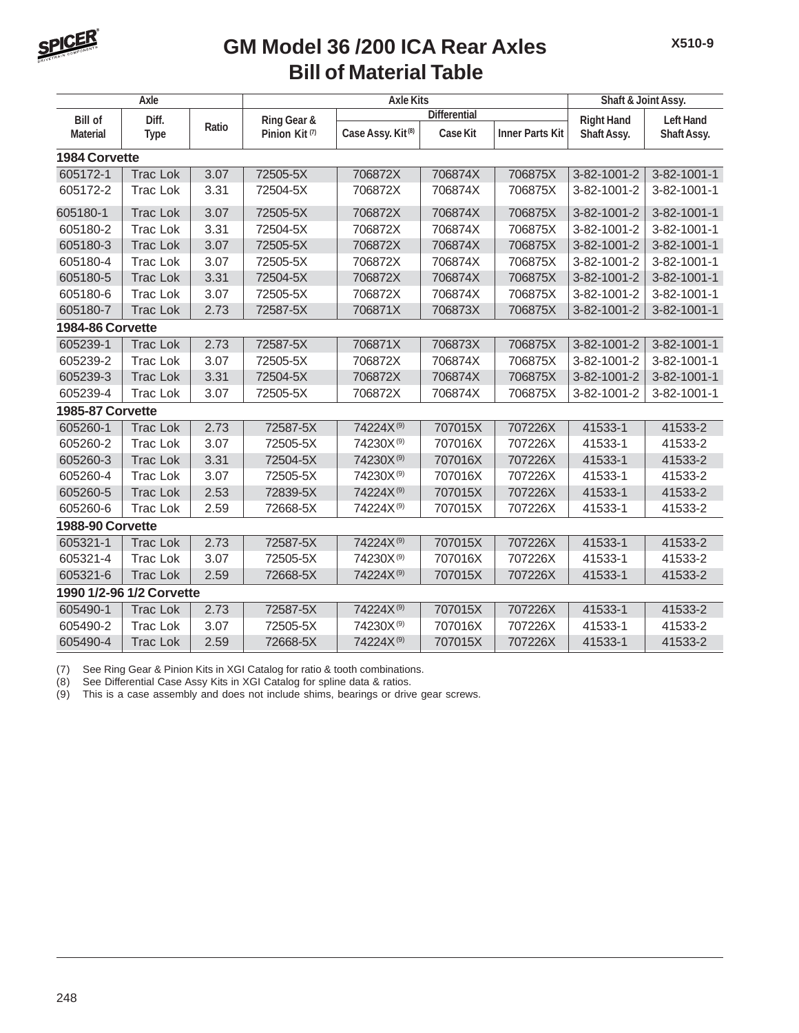# GM Model 36 /200 ICA Rear Axles
## Bill of Material Table

| Axle | | | Axle Kits | | | | Shaft & Joint Assy. | |
|---|---|---|---|---|---|---|---|---|
| | | | | Differential | | | | |
| Bill of Material | Diff. Type | Ratio | Ring Gear & Pinion Kit (7) | Case Assy. Kit (8) | Case Kit | Inner Parts Kit | Right Hand Shaft Assy. | Left Hand Shaft Assy. |
| **1984 Corvette** | | | | | | | | |
| 605172-1 | Trac Lok | 3.07 | 72505-5X | 706872X | 706874X | 706875X | 3-82-1001-2 | 3-82-1001-1 |
| 605172-2 | Trac Lok | 3.31 | 72504-5X | 706872X | 706874X | 706875X | 3-82-1001-2 | 3-82-1001-1 |
| 605180-1 | Trac Lok | 3.07 | 72505-5X | 706872X | 706874X | 706875X | 3-82-1001-2 | 3-82-1001-1 |
| 605180-2 | Trac Lok | 3.31 | 72504-5X | 706872X | 706874X | 706875X | 3-82-1001-2 | 3-82-1001-1 |
| 605180-3 | Trac Lok | 3.07 | 72505-5X | 706872X | 706874X | 706875X | 3-82-1001-2 | 3-82-1001-1 |
| 605180-4 | Trac Lok | 3.07 | 72505-5X | 706872X | 706874X | 706875X | 3-82-1001-2 | 3-82-1001-1 |
| 605180-5 | Trac Lok | 3.31 | 72504-5X | 706872X | 706874X | 706875X | 3-82-1001-2 | 3-82-1001-1 |
| 605180-6 | Trac Lok | 3.07 | 72505-5X | 706872X | 706874X | 706875X | 3-82-1001-2 | 3-82-1001-1 |
| 605180-7 | Trac Lok | 2.73 | 72587-5X | 706871X | 706873X | 706875X | 3-82-1001-2 | 3-82-1001-1 |
| **1984-86 Corvette** | | | | | | | | |
| 605239-1 | Trac Lok | 2.73 | 72587-5X | 706871X | 706873X | 706875X | 3-82-1001-2 | 3-82-1001-1 |
| 605239-2 | Trac Lok | 3.07 | 72505-5X | 706872X | 706874X | 706875X | 3-82-1001-2 | 3-82-1001-1 |
| 605239-3 | Trac Lok | 3.31 | 72504-5X | 706872X | 706874X | 706875X | 3-82-1001-2 | 3-82-1001-1 |
| 605239-4 | Trac Lok | 3.07 | 72505-5X | 706872X | 706874X | 706875X | 3-82-1001-2 | 3-82-1001-1 |
| **1985-87 Corvette** | | | | | | | | |
| 605260-1 | Trac Lok | 2.73 | 72587-5X | 74224X (9) | 707015X | 707226X | 41533-1 | 41533-2 |
| 605260-2 | Trac Lok | 3.07 | 72505-5X | 74230X (9) | 707016X | 707226X | 41533-1 | 41533-2 |
| 605260-3 | Trac Lok | 3.31 | 72504-5X | 74230X (9) | 707016X | 707226X | 41533-1 | 41533-2 |
| 605260-4 | Trac Lok | 3.07 | 72505-5X | 74230X (9) | 707016X | 707226X | 41533-1 | 41533-2 |
| 605260-5 | Trac Lok | 2.53 | 72839-5X | 74224X (9) | 707015X | 707226X | 41533-1 | 41533-2 |
| 605260-6 | Trac Lok | 2.59 | 72668-5X | 74224X (9) | 707015X | 707226X | 41533-1 | 41533-2 |
| **1988-90 Corvette** | | | | | | | | |
| 605321-1 | Trac Lok | 2.73 | 72587-5X | 74224X (9) | 707015X | 707226X | 41533-1 | 41533-2 |
| 605321-4 | Trac Lok | 3.07 | 72505-5X | 74230X (9) | 707016X | 707226X | 41533-1 | 41533-2 |
| 605321-6 | Trac Lok | 2.59 | 72668-5X | 74224X (9) | 707015X | 707226X | 41533-1 | 41533-2 |
| **1990 1/2-96 1/2 Corvette** | | | | | | | | |
| 605490-1 | Trac Lok | 2.73 | 72587-5X | 74224X (9) | 707015X | 707226X | 41533-1 | 41533-2 |
| 605490-2 | Trac Lok | 3.07 | 72505-5X | 74230X (9) | 707016X | 707226X | 41533-1 | 41533-2 |
| 605490-4 | Trac Lok | 2.59 | 72668-5X | 74224X (9) | 707015X | 707226X | 41533-1 | 41533-2 |

(7) See Ring Gear & Pinion Kits in XGI Catalog for ratio & tooth combinations.
(8) See Differential Case Assy Kits in XGI Catalog for spline data & ratios.
(9) This is a case assembly and does not include shims, bearings or drive gear screws.